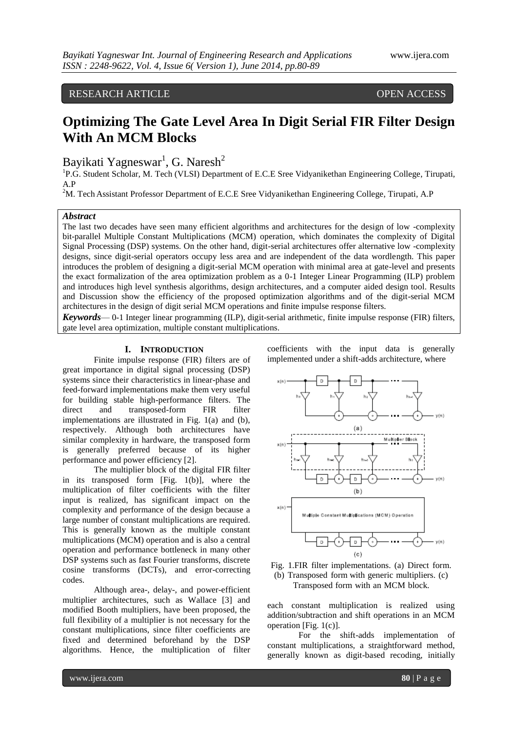RESEARCH ARTICLE OPEN ACCESS

# Optimizing The Gate Level Area In Digit Serial FIR Filter Design With An MCM Blocks

Bayikati Yagneswar[1], G. Naresh[2]

[1]P.G. Student Scholar, M. Tech (VLSI) Department of E.C.E Sree Vidyanikethan Engineering College, Tirupati, A.P

[2]M. Tech Assistant Professor Department of E.C.E Sree Vidyanikethan Engineering College, Tirupati, A.P

***Abstract***

The last two decades have seen many efficient algorithms and architectures for the design of low -complexity bit-parallel Multiple Constant Multiplications (MCM) operation, which dominates the complexity of Digital Signal Processing (DSP) systems. On the other hand, digit-serial architectures offer alternative low -complexity designs, since digit-serial operators occupy less area and are independent of the data wordlength. This paper introduces the problem of designing a digit-serial MCM operation with minimal area at gate-level and presents the exact formalization of the area optimization problem as a 0-1 Integer Linear Programming (ILP) problem and introduces high level synthesis algorithms, design architectures, and a computer aided design tool. Results and Discussion show the efficiency of the proposed optimization algorithms and of the digit-serial MCM architectures in the design of digit serial MCM operations and finite impulse response filters.

***Keywords*** — 0-1 Integer linear programming (ILP), digit-serial arithmetic, finite impulse response (FIR) filters, gate level area optimization, multiple constant multiplications.

## I. INTRODUCTION

Finite impulse response (FIR) filters are of great importance in digital signal processing (DSP) systems since their characteristics in linear-phase and feed-forward implementations make them very useful for building stable high-performance filters. The direct and transposed-form FIR filter implementations are illustrated in Fig. 1(a) and (b), respectively. Although both architectures have similar complexity in hardware, the transposed form is generally preferred because of its higher performance and power efficiency [2].

The multiplier block of the digital FIR filter in its transposed form [Fig. 1(b)], where the multiplication of filter coefficients with the filter input is realized, has significant impact on the complexity and performance of the design because a large number of constant multiplications are required. This is generally known as the multiple constant multiplications (MCM) operation and is also a central operation and performance bottleneck in many other DSP systems such as fast Fourier transforms, discrete cosine transforms (DCTs), and error-correcting codes.

Although area-, delay-, and power-efficient multiplier architectures, such as Wallace [3] and modified Booth multipliers, have been proposed, the full flexibility of a multiplier is not necessary for the constant multiplications, since filter coefficients are fixed and determined beforehand by the DSP algorithms. Hence, the multiplication of filter coefficients with the input data is generally implemented under a shift-adds architecture, where each constant multiplication is realized using addition/subtraction and shift operations in an MCM operation [Fig. 1(c)].

Fig. 1.FIR filter implementations. (a) Direct form. (b) Transposed form with generic multipliers. (c) Transposed form with an MCM block.

For the shift-adds implementation of constant multiplications, a straightforward method, generally known as digit-based recoding, initially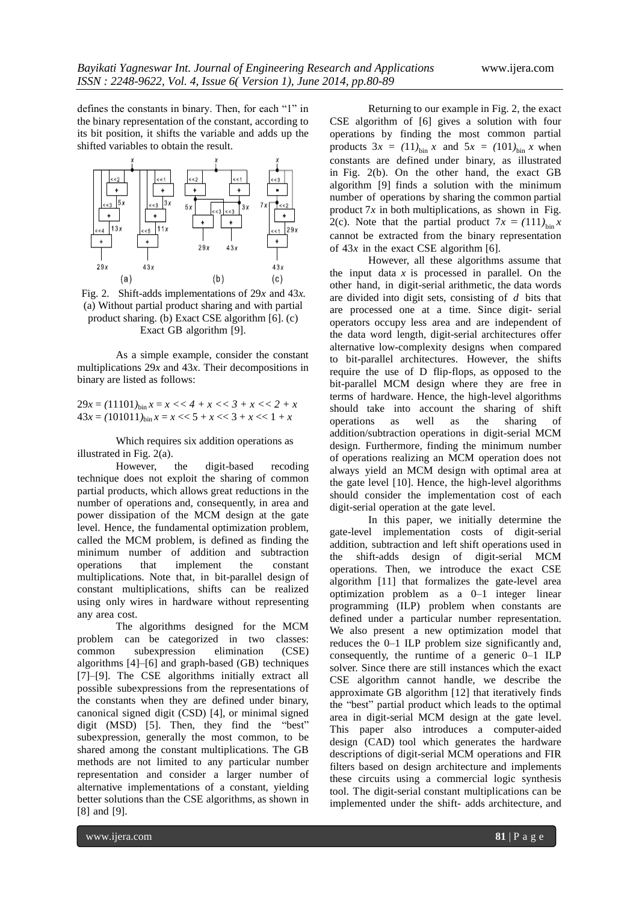defines the constants in binary. Then, for each "1" in the binary representation of the constant, according to its bit position, it shifts the variable and adds up the shifted variables to obtain the result.

Fig. 2. Shift-adds implementations of $29x$ and $43x$. (a) Without partial product sharing and with partial product sharing. (b) Exact CSE algorithm [6]. (c) Exact GB algorithm [9].

As a simple example, consider the constant multiplications $29x$ and $43x$. Their decompositions in binary are listed as follows:

$29x = (11101)_{\text{bin}} x = x << 4 + x << 3 + x << 2 + x$
$43x = (101011)_{\text{bin}} x = x << 5 + x << 3 + x << 1 + x$

Which requires six addition operations as illustrated in Fig. 2(a).

However, the digit-based recoding technique does not exploit the sharing of common partial products, which allows great reductions in the number of operations and, consequently, in area and power dissipation of the MCM design at the gate level. Hence, the fundamental optimization problem, called the MCM problem, is defined as finding the minimum number of addition and subtraction operations that implement the constant multiplications. Note that, in bit-parallel design of constant multiplications, shifts can be realized using only wires in hardware without representing any area cost.

The algorithms designed for the MCM problem can be categorized in two classes: common subexpression elimination (CSE) algorithms [4]–[6] and graph-based (GB) techniques [7]–[9]. The CSE algorithms initially extract all possible subexpressions from the representations of the constants when they are defined under binary, canonical signed digit (CSD) [4], or minimal signed digit (MSD) [5]. Then, they find the "best" subexpression, generally the most common, to be shared among the constant multiplications. The GB methods are not limited to any particular number representation and consider a larger number of alternative implementations of a constant, yielding better solutions than the CSE algorithms, as shown in [8] and [9].

Returning to our example in Fig. 2, the exact CSE algorithm of [6] gives a solution with four operations by finding the most common partial products $3x = (11)_{\text{bin}} x$ and $5x = (101)_{\text{bin}} x$ when constants are defined under binary, as illustrated in Fig. 2(b). On the other hand, the exact GB algorithm [9] finds a solution with the minimum number of operations by sharing the common partial product $7x$ in both multiplications, as shown in Fig. 2(c). Note that the partial product $7x = (111)_{\text{bin}} x$ cannot be extracted from the binary representation of $43x$ in the exact CSE algorithm [6].

However, all these algorithms assume that the input data $x$ is processed in parallel. On the other hand, in digit-serial arithmetic, the data words are divided into digit sets, consisting of $d$ bits that are processed one at a time. Since digit- serial operators occupy less area and are independent of the data word length, digit-serial architectures offer alternative low-complexity designs when compared to bit-parallel architectures. However, the shifts require the use of D flip-flops, as opposed to the bit-parallel MCM design where they are free in terms of hardware. Hence, the high-level algorithms should take into account the sharing of shift operations as well as the sharing of addition/subtraction operations in digit-serial MCM design. Furthermore, finding the minimum number of operations realizing an MCM operation does not always yield an MCM design with optimal area at the gate level [10]. Hence, the high-level algorithms should consider the implementation cost of each digit-serial operation at the gate level.

In this paper, we initially determine the gate-level implementation costs of digit-serial addition, subtraction and left shift operations used in the shift-adds design of digit-serial MCM operations. Then, we introduce the exact CSE algorithm [11] that formalizes the gate-level area optimization problem as a 0–1 integer linear programming (ILP) problem when constants are defined under a particular number representation. We also present a new optimization model that reduces the 0–1 ILP problem size significantly and, consequently, the runtime of a generic 0–1 ILP solver. Since there are still instances which the exact CSE algorithm cannot handle, we describe the approximate GB algorithm [12] that iteratively finds the "best" partial product which leads to the optimal area in digit-serial MCM design at the gate level. This paper also introduces a computer-aided design (CAD) tool which generates the hardware descriptions of digit-serial MCM operations and FIR filters based on design architecture and implements these circuits using a commercial logic synthesis tool. The digit-serial constant multiplications can be implemented under the shift- adds architecture, and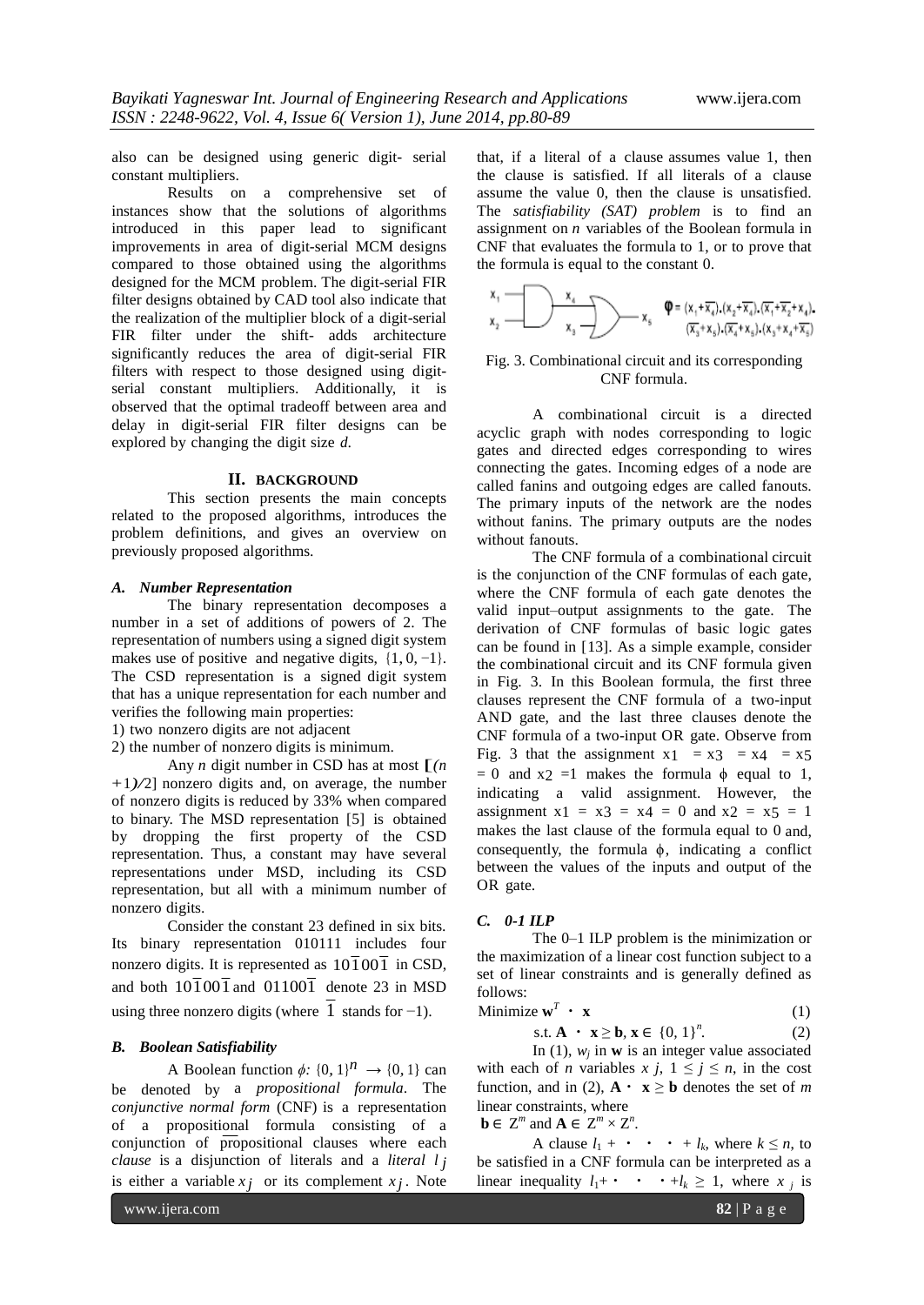also can be designed using generic digit- serial constant multipliers.

Results on a comprehensive set of instances show that the solutions of algorithms introduced in this paper lead to significant improvements in area of digit-serial MCM designs compared to those obtained using the algorithms designed for the MCM problem. The digit-serial FIR filter designs obtained by CAD tool also indicate that the realization of the multiplier block of a digit-serial FIR filter under the shift- adds architecture significantly reduces the area of digit-serial FIR filters with respect to those designed using digit-serial constant multipliers. Additionally, it is observed that the optimal tradeoff between area and delay in digit-serial FIR filter designs can be explored by changing the digit size *d*.

## II. BACKGROUND

This section presents the main concepts related to the proposed algorithms, introduces the problem definitions, and gives an overview on previously proposed algorithms.

### A. Number Representation

The binary representation decomposes a number in a set of additions of powers of 2. The representation of numbers using a signed digit system makes use of positive and negative digits, $\{1, 0, -1\}$. The CSD representation is a signed digit system that has a unique representation for each number and verifies the following main properties:

1) two nonzero digits are not adjacent
2) the number of nonzero digits is minimum.

Any *n* digit number in CSD has at most $\lceil (n+1)/2 \rceil$ nonzero digits and, on average, the number of nonzero digits is reduced by 33% when compared to binary. The MSD representation [5] is obtained by dropping the first property of the CSD representation. Thus, a constant may have several representations under MSD, including its CSD representation, but all with a minimum number of nonzero digits.

Consider the constant 23 defined in six bits. Its binary representation 010111 includes four nonzero digits. It is represented as $10\bar{1}00\bar{1}$ in CSD, and both $10\bar{1}00\bar{1}$ and $01100\bar{1}$ denote 23 in MSD using three nonzero digits (where $\bar{1}$ stands for $-1$).

### B. Boolean Satisfiability

A Boolean function $\phi\colon \{0, 1\}^n \rightarrow \{0, 1\}$ can be denoted by a *propositional formula*. The *conjunctive normal form* (CNF) is a representation of a propositional formula consisting of a conjunction of propositional clauses where each *clause* is a disjunction of literals and a *literal* $l_j$ is either a variable $x_j$ or its complement $\bar{x}_j$. Note that, if a literal of a clause assumes value 1, then the clause is satisfied. If all literals of a clause assume the value 0, then the clause is unsatisfied. The *satisfiability (SAT) problem* is to find an assignment on *n* variables of the Boolean formula in CNF that evaluates the formula to 1, or to prove that the formula is equal to the constant 0.

$$\varphi = (x_1+\overline{x_4}).(x_2+\overline{x_4}).(\overline{x_1}+\overline{x_2}+x_4).(\overline{x_3}+x_5).(\overline{x_4}+x_5).(x_3+x_4+\overline{x_5})$$

Fig. 3. Combinational circuit and its corresponding CNF formula.

A combinational circuit is a directed acyclic graph with nodes corresponding to logic gates and directed edges corresponding to wires connecting the gates. Incoming edges of a node are called fanins and outgoing edges are called fanouts. The primary inputs of the network are the nodes without fanins. The primary outputs are the nodes without fanouts.

The CNF formula of a combinational circuit is the conjunction of the CNF formulas of each gate, where the CNF formula of each gate denotes the valid input–output assignments to the gate. The derivation of CNF formulas of basic logic gates can be found in [13]. As a simple example, consider the combinational circuit and its CNF formula given in Fig. 3. In this Boolean formula, the first three clauses represent the CNF formula of a two-input AND gate, and the last three clauses denote the CNF formula of a two-input OR gate. Observe from Fig. 3 that the assignment $x_1 = x_3 = x_4 = x_5 = 0$ and $x_2 = 1$ makes the formula $\phi$ equal to 1, indicating a valid assignment. However, the assignment $x_1 = x_3 = x_4 = 0$ and $x_2 = x_5 = 1$ makes the last clause of the formula equal to 0 and, consequently, the formula $\phi$, indicating a conflict between the values of the inputs and output of the OR gate.

### C. 0-1 ILP

The 0–1 ILP problem is the minimization or the maximization of a linear cost function subject to a set of linear constraints and is generally defined as follows:

$$\text{Minimize } \mathbf{w}^T \cdot \mathbf{x} \tag{1}$$

$$\text{s.t. } \mathbf{A} \cdot \mathbf{x} \geq \mathbf{b},\ \mathbf{x} \in \{0, 1\}^n. \tag{2}$$

In (1), $w_j$ in $\mathbf{w}$ is an integer value associated with each of *n* variables $x_j$, $1 \leq j \leq n$, in the cost function, and in (2), $\mathbf{A} \cdot \mathbf{x} \geq \mathbf{b}$ denotes the set of *m* linear constraints, where $\mathbf{b} \in \mathbb{Z}^m$ and $\mathbf{A} \in \mathbb{Z}^m \times \mathbb{Z}^n$.

A clause $l_1 + \cdot\ \cdot\ \cdot + l_k$, where $k \leq n$, to be satisfied in a CNF formula can be interpreted as a linear inequality $l_1 + \cdot\ \cdot\ \cdot + l_k \geq 1$, where $x_j$ is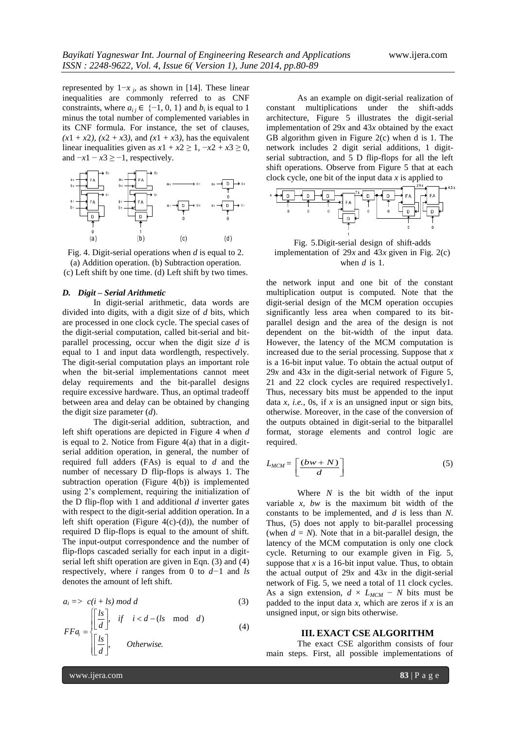represented by $1-x_j$, as shown in [14]. These linear inequalities are commonly referred to as CNF constraints, where $a_{ij} \in \{-1, 0, 1\}$ and $b_i$ is equal to 1 minus the total number of complemented variables in its CNF formula. For instance, the set of clauses, $(x1 + x2)$, $(x2 + x3)$, and $(x1 + x3)$, has the equivalent linear inequalities given as $x1 + x2 \geq 1$, $-x2 + x3 \geq 0$, and $-x1 - x3 \geq -1$, respectively.

Fig. 4. Digit-serial operations when $d$ is equal to 2. (a) Addition operation. (b) Subtraction operation. (c) Left shift by one time. (d) Left shift by two times.

### *D. Digit – Serial Arithmetic*

In digit-serial arithmetic, data words are divided into digits, with a digit size of $d$ bits, which are processed in one clock cycle. The special cases of the digit-serial computation, called bit-serial and bit-parallel processing, occur when the digit size $d$ is equal to 1 and input data wordlength, respectively. The digit-serial computation plays an important role when the bit-serial implementations cannot meet delay requirements and the bit-parallel designs require excessive hardware. Thus, an optimal tradeoff between area and delay can be obtained by changing the digit size parameter ($d$).

The digit-serial addition, subtraction, and left shift operations are depicted in Figure 4 when $d$ is equal to 2. Notice from Figure 4(a) that in a digit-serial addition operation, in general, the number of required full adders (FAs) is equal to $d$ and the number of necessary D flip-flops is always 1. The subtraction operation (Figure 4(b)) is implemented using 2's complement, requiring the initialization of the D flip-flop with 1 and additional $d$ inverter gates with respect to the digit-serial addition operation. In a left shift operation (Figure 4(c)-(d)), the number of required D flip-flops is equal to the amount of shift. The input-output correspondence and the number of flip-flops cascaded serially for each input in a digit-serial left shift operation are given in Eqn. (3) and (4) respectively, where $i$ ranges from 0 to $d-1$ and $ls$ denotes the amount of left shift.

$$a_i \Rightarrow c(i + ls) \bmod d \tag{3}$$

$$FFa_i = \begin{cases} \left\lfloor \dfrac{ls}{d} \right\rfloor, & if \quad i < d - (ls \mod d) \\ \left\lceil \dfrac{ls}{d} \right\rceil, & Otherwise. \end{cases} \tag{4}$$

As an example on digit-serial realization of constant multiplications under the shift-adds architecture, Figure 5 illustrates the digit-serial implementation of $29x$ and $43x$ obtained by the exact GB algorithm given in Figure 2(c) when d is 1. The network includes 2 digit serial additions, 1 digit-serial subtraction, and 5 D flip-flops for all the left shift operations. Observe from Figure 5 that at each clock cycle, one bit of the input data $x$ is applied to

Fig. 5.Digit-serial design of shift-adds implementation of $29x$ and $43x$ given in Fig. 2(c) when $d$ is 1.

the network input and one bit of the constant multiplication output is computed. Note that the digit-serial design of the MCM operation occupies significantly less area when compared to its bit-parallel design and the area of the design is not dependent on the bit-width of the input data. However, the latency of the MCM computation is increased due to the serial processing. Suppose that $x$ is a 16-bit input value. To obtain the actual output of $29x$ and $43x$ in the digit-serial network of Figure 5, 21 and 22 clock cycles are required respectively1. Thus, necessary bits must be appended to the input data $x$, *i.e.*, 0s, if $x$ is an unsigned input or sign bits, otherwise. Moreover, in the case of the conversion of the outputs obtained in digit-serial to the bitparallel format, storage elements and control logic are required.

$$L_{MCM} = \left\lceil \frac{(bw + N)}{d} \right\rceil \tag{5}$$

Where $N$ is the bit width of the input variable $x$, $bw$ is the maximum bit width of the constants to be implemented, and $d$ is less than $N$. Thus, (5) does not apply to bit-parallel processing (when $d = N$). Note that in a bit-parallel design, the latency of the MCM computation is only one clock cycle. Returning to our example given in Fig. 5, suppose that $x$ is a 16-bit input value. Thus, to obtain the actual output of $29x$ and $43x$ in the digit-serial network of Fig. 5, we need a total of 11 clock cycles. As a sign extension, $d \times L_{MCM} - N$ bits must be padded to the input data $x$, which are zeros if $x$ is an unsigned input, or sign bits otherwise.

## III. EXACT CSE ALGORITHM

The exact CSE algorithm consists of four main steps. First, all possible implementations of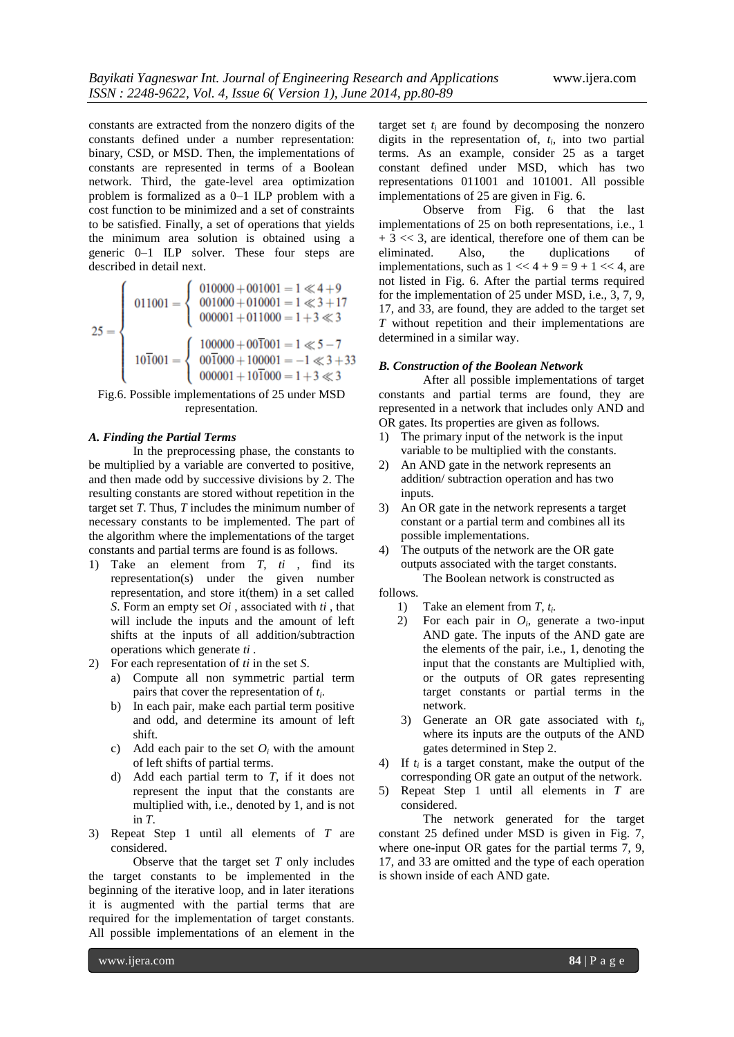constants are extracted from the nonzero digits of the constants defined under a number representation: binary, CSD, or MSD. Then, the implementations of constants are represented in terms of a Boolean network. Third, the gate-level area optimization problem is formalized as a 0–1 ILP problem with a cost function to be minimized and a set of constraints to be satisfied. Finally, a set of operations that yields the minimum area solution is obtained using a generic 0–1 ILP solver. These four steps are described in detail next.

$$25 = \begin{cases} 011001 = \begin{cases} 010000 + 001001 = 1 \ll 4 + 9 \\ 001000 + 010001 = 1 \ll 3 + 17 \\ 000001 + 011000 = 1 + 3 \ll 3 \end{cases} \\ 10\overline{1}001 = \begin{cases} 100000 + 00\overline{1}001 = 1 \ll 5 - 7 \\ 00\overline{1}000 + 100001 = -1 \ll 3 + 33 \\ 000001 + 10\overline{1}000 = 1 + 3 \ll 3 \end{cases} \end{cases}$$

Fig.6. Possible implementations of 25 under MSD representation.

### *A. Finding the Partial Terms*

In the preprocessing phase, the constants to be multiplied by a variable are converted to positive, and then made odd by successive divisions by 2. The resulting constants are stored without repetition in the target set *T*. Thus, *T* includes the minimum number of necessary constants to be implemented. The part of the algorithm where the implementations of the target constants and partial terms are found is as follows.

1) Take an element from *T*, $t_i$, find its representation(s) under the given number representation, and store it(them) in a set called *S*. Form an empty set $O_i$, associated with $t_i$, that will include the inputs and the amount of left shifts at the inputs of all addition/subtraction operations which generate $t_i$.
2) For each representation of $t_i$ in the set *S*.
   a) Compute all non symmetric partial term pairs that cover the representation of $t_i$.
   b) In each pair, make each partial term positive and odd, and determine its amount of left shift.
   c) Add each pair to the set $O_i$ with the amount of left shifts of partial terms.
   d) Add each partial term to *T*, if it does not represent the input that the constants are multiplied with, i.e., denoted by 1, and is not in *T*.
3) Repeat Step 1 until all elements of *T* are considered.

Observe that the target set *T* only includes the target constants to be implemented in the beginning of the iterative loop, and in later iterations it is augmented with the partial terms that are required for the implementation of target constants. All possible implementations of an element in the target set $t_i$ are found by decomposing the nonzero digits in the representation of, $t_i$, into two partial terms. As an example, consider 25 as a target constant defined under MSD, which has two representations 011001 and 101001. All possible implementations of 25 are given in Fig. 6.

Observe from Fig. 6 that the last implementations of 25 on both representations, i.e., 1 + 3 << 3, are identical, therefore one of them can be eliminated. Also, the duplications of implementations, such as 1 << 4 + 9 = 9 + 1 << 4, are not listed in Fig. 6. After the partial terms required for the implementation of 25 under MSD, i.e., 3, 7, 9, 17, and 33, are found, they are added to the target set *T* without repetition and their implementations are determined in a similar way.

### *B. Construction of the Boolean Network*

After all possible implementations of target constants and partial terms are found, they are represented in a network that includes only AND and OR gates. Its properties are given as follows.

1) The primary input of the network is the input variable to be multiplied with the constants.
2) An AND gate in the network represents an addition/ subtraction operation and has two inputs.
3) An OR gate in the network represents a target constant or a partial term and combines all its possible implementations.
4) The outputs of the network are the OR gate outputs associated with the target constants.

The Boolean network is constructed as follows.

1) Take an element from *T*, $t_i$.
2) For each pair in $O_i$, generate a two-input AND gate. The inputs of the AND gate are the elements of the pair, i.e., 1, denoting the input that the constants are Multiplied with, or the outputs of OR gates representing target constants or partial terms in the network.
3) Generate an OR gate associated with $t_i$, where its inputs are the outputs of the AND gates determined in Step 2.
4) If $t_i$ is a target constant, make the output of the corresponding OR gate an output of the network.
5) Repeat Step 1 until all elements in *T* are considered.

The network generated for the target constant 25 defined under MSD is given in Fig. 7, where one-input OR gates for the partial terms 7, 9, 17, and 33 are omitted and the type of each operation is shown inside of each AND gate.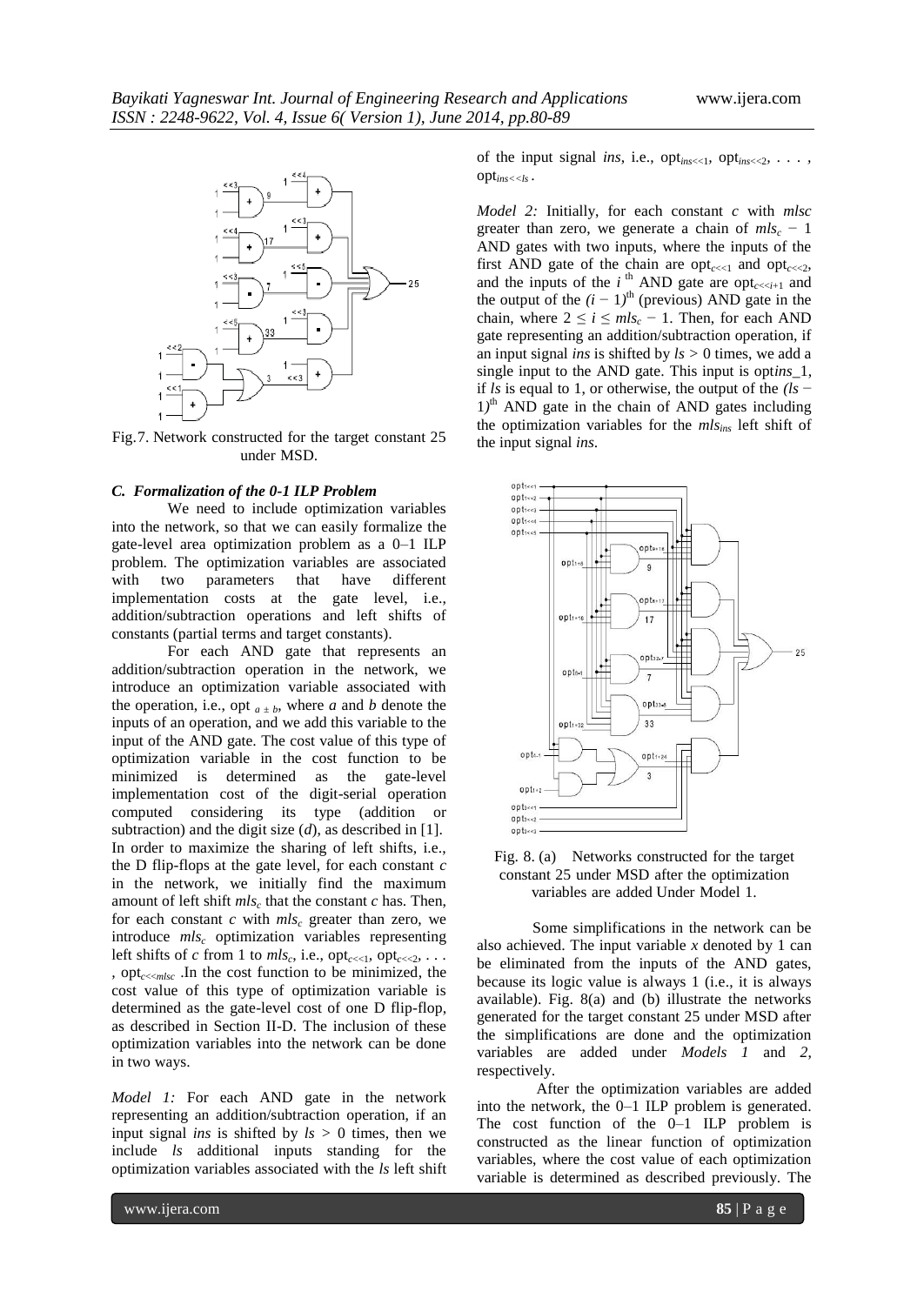Fig.7. Network constructed for the target constant 25 under MSD.

### C. Formalization of the 0-1 ILP Problem

We need to include optimization variables into the network, so that we can easily formalize the gate-level area optimization problem as a 0–1 ILP problem. The optimization variables are associated with two parameters that have different implementation costs at the gate level, i.e., addition/subtraction operations and left shifts of constants (partial terms and target constants).

For each AND gate that represents an addition/subtraction operation in the network, we introduce an optimization variable associated with the operation, i.e., opt $_{a \pm b}$, where $a$ and $b$ denote the inputs of an operation, and we add this variable to the input of the AND gate. The cost value of this type of optimization variable in the cost function to be minimized is determined as the gate-level implementation cost of the digit-serial operation computed considering its type (addition or subtraction) and the digit size ($d$), as described in [1]. In order to maximize the sharing of left shifts, i.e., the D flip-flops at the gate level, for each constant $c$ in the network, we initially find the maximum amount of left shift $mls_c$ that the constant $c$ has. Then, for each constant $c$ with $mls_c$ greater than zero, we introduce $mls_c$ optimization variables representing left shifts of $c$ from 1 to $mls_c$, i.e., $\text{opt}_{c<<1}$, $\text{opt}_{c<<2}$, . . . , $\text{opt}_{c<<mlsc}$ .In the cost function to be minimized, the cost value of this type of optimization variable is determined as the gate-level cost of one D flip-flop, as described in Section II-D. The inclusion of these optimization variables into the network can be done in two ways.

*Model 1:* For each AND gate in the network representing an addition/subtraction operation, if an input signal *ins* is shifted by $ls > 0$ times, then we include $ls$ additional inputs standing for the optimization variables associated with the $ls$ left shift of the input signal *ins*, i.e., $\text{opt}_{ins<<1}$, $\text{opt}_{ins<<2}$, . . . , $\text{opt}_{ins<<ls}$ .

*Model 2:* Initially, for each constant $c$ with $mlsc$ greater than zero, we generate a chain of $mls_c - 1$ AND gates with two inputs, where the inputs of the first AND gate of the chain are $\text{opt}_{c<<1}$ and $\text{opt}_{c<<2}$, and the inputs of the $i^{\text{th}}$ AND gate are $\text{opt}_{c<<i+1}$ and the output of the $(i - 1)^{\text{th}}$ (previous) AND gate in the chain, where $2 \leq i \leq mls_c - 1$. Then, for each AND gate representing an addition/subtraction operation, if an input signal *ins* is shifted by $ls > 0$ times, we add a single input to the AND gate. This input is opt*ins*_1, if $ls$ is equal to 1, or otherwise, the output of the $(ls - 1)^{\text{th}}$ AND gate in the chain of AND gates including the optimization variables for the $mls_{ins}$ left shift of the input signal *ins*.

Fig. 8. (a) Networks constructed for the target constant 25 under MSD after the optimization variables are added Under Model 1.

Some simplifications in the network can be also achieved. The input variable $x$ denoted by 1 can be eliminated from the inputs of the AND gates, because its logic value is always 1 (i.e., it is always available). Fig. 8(a) and (b) illustrate the networks generated for the target constant 25 under MSD after the simplifications are done and the optimization variables are added under *Models 1* and *2*, respectively.

After the optimization variables are added into the network, the 0–1 ILP problem is generated. The cost function of the 0–1 ILP problem is constructed as the linear function of optimization variables, where the cost value of each optimization variable is determined as described previously. The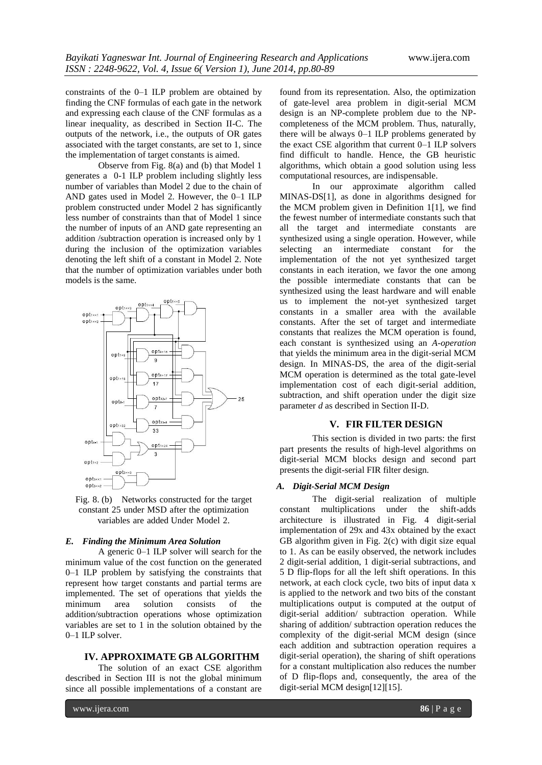constraints of the 0–1 ILP problem are obtained by finding the CNF formulas of each gate in the network and expressing each clause of the CNF formulas as a linear inequality, as described in Section II-C. The outputs of the network, i.e., the outputs of OR gates associated with the target constants, are set to 1, since the implementation of target constants is aimed.

Observe from Fig. 8(a) and (b) that Model 1 generates a 0-1 ILP problem including slightly less number of variables than Model 2 due to the chain of AND gates used in Model 2. However, the 0–1 ILP problem constructed under Model 2 has significantly less number of constraints than that of Model 1 since the number of inputs of an AND gate representing an addition /subtraction operation is increased only by 1 during the inclusion of the optimization variables denoting the left shift of a constant in Model 2. Note that the number of optimization variables under both models is the same.

Fig. 8. (b) Networks constructed for the target constant 25 under MSD after the optimization variables are added Under Model 2.

### *E. Finding the Minimum Area Solution*

A generic 0–1 ILP solver will search for the minimum value of the cost function on the generated 0–1 ILP problem by satisfying the constraints that represent how target constants and partial terms are implemented. The set of operations that yields the minimum area solution consists of the addition/subtraction operations whose optimization variables are set to 1 in the solution obtained by the 0–1 ILP solver.

## IV. APPROXIMATE GB ALGORITHM

The solution of an exact CSE algorithm described in Section III is not the global minimum since all possible implementations of a constant are found from its representation. Also, the optimization of gate-level area problem in digit-serial MCM design is an NP-complete problem due to the NP-completeness of the MCM problem. Thus, naturally, there will be always 0–1 ILP problems generated by the exact CSE algorithm that current 0–1 ILP solvers find difficult to handle. Hence, the GB heuristic algorithms, which obtain a good solution using less computational resources, are indispensable.

In our approximate algorithm called MINAS-DS[1], as done in algorithms designed for the MCM problem given in Definition 1[1], we find the fewest number of intermediate constants such that all the target and intermediate constants are synthesized using a single operation. However, while selecting an intermediate constant for the implementation of the not yet synthesized target constants in each iteration, we favor the one among the possible intermediate constants that can be synthesized using the least hardware and will enable us to implement the not-yet synthesized target constants in a smaller area with the available constants. After the set of target and intermediate constants that realizes the MCM operation is found, each constant is synthesized using an *A-operation* that yields the minimum area in the digit-serial MCM design. In MINAS-DS, the area of the digit-serial MCM operation is determined as the total gate-level implementation cost of each digit-serial addition, subtraction, and shift operation under the digit size parameter *d* as described in Section II-D.

## V. FIR FILTER DESIGN

This section is divided in two parts: the first part presents the results of high-level algorithms on digit-serial MCM blocks design and second part presents the digit-serial FIR filter design.

### *A. Digit-Serial MCM Design*

The digit-serial realization of multiple constant multiplications under the shift-adds architecture is illustrated in Fig. 4 digit-serial implementation of 29x and 43x obtained by the exact GB algorithm given in Fig. 2(c) with digit size equal to 1. As can be easily observed, the network includes 2 digit-serial addition, 1 digit-serial subtractions, and 5 D flip-flops for all the left shift operations. In this network, at each clock cycle, two bits of input data x is applied to the network and two bits of the constant multiplications output is computed at the output of digit-serial addition/ subtraction operation. While sharing of addition/ subtraction operation reduces the complexity of the digit-serial MCM design (since each addition and subtraction operation requires a digit-serial operation), the sharing of shift operations for a constant multiplication also reduces the number of D flip-flops and, consequently, the area of the digit-serial MCM design[12][15].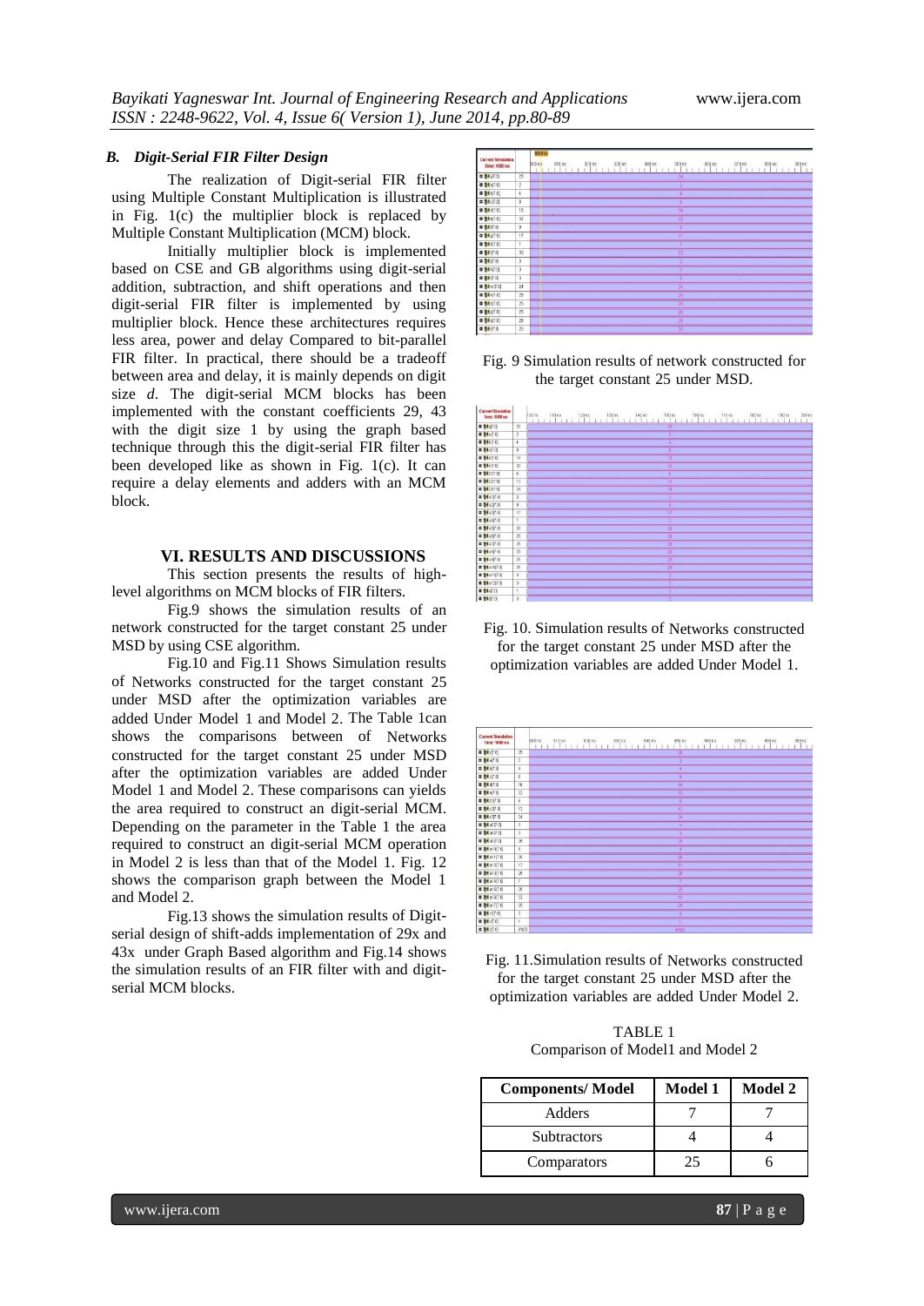### B. *Digit-Serial FIR Filter Design*

The realization of Digit-serial FIR filter using Multiple Constant Multiplication is illustrated in Fig. 1(c) the multiplier block is replaced by Multiple Constant Multiplication (MCM) block.

Initially multiplier block is implemented based on CSE and GB algorithms using digit-serial addition, subtraction, and shift operations and then digit-serial FIR filter is implemented by using multiplier block. Hence these architectures requires less area, power and delay Compared to bit-parallel FIR filter. In practical, there should be a tradeoff between area and delay, it is mainly depends on digit size *d*. The digit-serial MCM blocks has been implemented with the constant coefficients 29, 43 with the digit size 1 by using the graph based technique through this the digit-serial FIR filter has been developed like as shown in Fig. 1(c). It can require a delay elements and adders with an MCM block.

## VI. RESULTS AND DISCUSSIONS

This section presents the results of high-level algorithms on MCM blocks of FIR filters.

Fig.9 shows the simulation results of an network constructed for the target constant 25 under MSD by using CSE algorithm.

Fig.10 and Fig.11 Shows Simulation results of Networks constructed for the target constant 25 under MSD after the optimization variables are added Under Model 1 and Model 2. The Table 1can shows the comparisons between of Networks constructed for the target constant 25 under MSD after the optimization variables are added Under Model 1 and Model 2. These comparisons can yields the area required to construct an digit-serial MCM. Depending on the parameter in the Table 1 the area required to construct an digit-serial MCM operation in Model 2 is less than that of the Model 1. Fig. 12 shows the comparison graph between the Model 1 and Model 2.

Fig.13 shows the simulation results of Digit-serial design of shift-adds implementation of 29x and 43x under Graph Based algorithm and Fig.14 shows the simulation results of an FIR filter with and digit-serial MCM blocks.

Fig. 9 Simulation results of network constructed for the target constant 25 under MSD.

Fig. 10. Simulation results of Networks constructed for the target constant 25 under MSD after the optimization variables are added Under Model 1.

Fig. 11.Simulation results of Networks constructed for the target constant 25 under MSD after the optimization variables are added Under Model 2.

TABLE 1
Comparison of Model1 and Model 2

| Components/ Model | Model 1 | Model 2 |
|---|---|---|
| Adders | 7 | 7 |
| Subtractors | 4 | 4 |
| Comparators | 25 | 6 |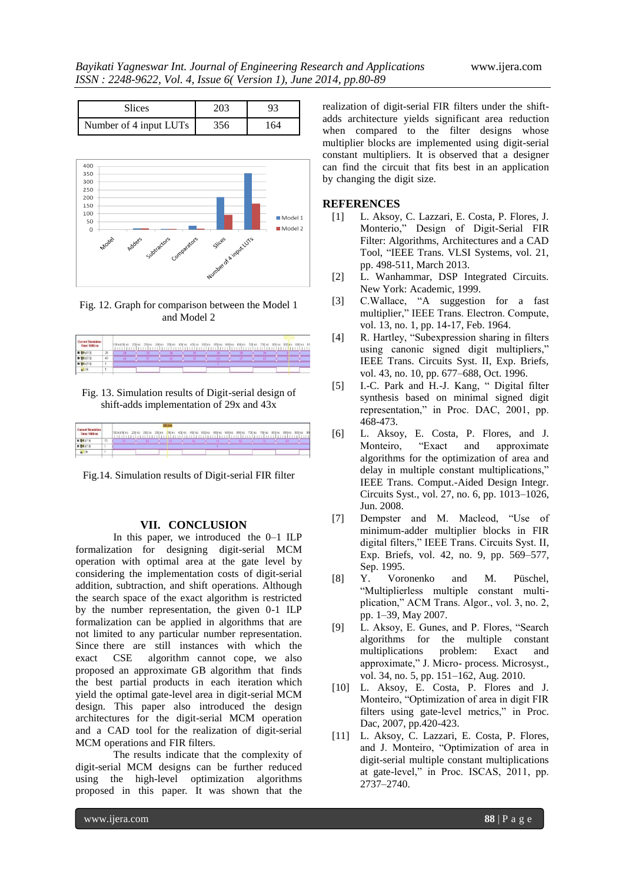| Slices | 203 | 93 |
|---|---|---|
| Number of 4 input LUTs | 356 | 164 |

Fig. 12. Graph for comparison between the Model 1 and Model 2

Fig. 13. Simulation results of Digit-serial design of shift-adds implementation of 29x and 43x

Fig.14. Simulation results of Digit-serial FIR filter

## VII. CONCLUSION

In this paper, we introduced the 0–1 ILP formalization for designing digit-serial MCM operation with optimal area at the gate level by considering the implementation costs of digit-serial addition, subtraction, and shift operations. Although the search space of the exact algorithm is restricted by the number representation, the given 0-1 ILP formalization can be applied in algorithms that are not limited to any particular number representation. Since there are still instances with which the exact CSE algorithm cannot cope, we also proposed an approximate GB algorithm that finds the best partial products in each iteration which yield the optimal gate-level area in digit-serial MCM design. This paper also introduced the design architectures for the digit-serial MCM operation and a CAD tool for the realization of digit-serial MCM operations and FIR filters.

The results indicate that the complexity of digit-serial MCM designs can be further reduced using the high-level optimization algorithms proposed in this paper. It was shown that the realization of digit-serial FIR filters under the shift-adds architecture yields significant area reduction when compared to the filter designs whose multiplier blocks are implemented using digit-serial constant multipliers. It is observed that a designer can find the circuit that fits best in an application by changing the digit size.

## REFERENCES

[1] L. Aksoy, C. Lazzari, E. Costa, P. Flores, J. Monterio," Design of Digit-Serial FIR Filter: Algorithms, Architectures and a CAD Tool, "IEEE Trans. VLSI Systems, vol. 21, pp. 498-511, March 2013.

[2] L. Wanhammar, DSP Integrated Circuits. New York: Academic, 1999.

[3] C.Wallace, "A suggestion for a fast multiplier," IEEE Trans. Electron. Compute, vol. 13, no. 1, pp. 14-17, Feb. 1964.

[4] R. Hartley, "Subexpression sharing in filters using canonic signed digit multipliers," IEEE Trans. Circuits Syst. II, Exp. Briefs, vol. 43, no. 10, pp. 677–688, Oct. 1996.

[5] I.-C. Park and H.-J. Kang, " Digital filter synthesis based on minimal signed digit representation," in Proc. DAC, 2001, pp. 468-473.

[6] L. Aksoy, E. Costa, P. Flores, and J. Monteiro, "Exact and approximate algorithms for the optimization of area and delay in multiple constant multiplications," IEEE Trans. Comput.-Aided Design Integr. Circuits Syst., vol. 27, no. 6, pp. 1013–1026, Jun. 2008.

[7] Dempster and M. Macleod, "Use of minimum-adder multiplier blocks in FIR digital filters," IEEE Trans. Circuits Syst. II, Exp. Briefs, vol. 42, no. 9, pp. 569–577, Sep. 1995.

[8] Y. Voronenko and M. Püschel, "Multiplierless multiple constant multi-plication," ACM Trans. Algor., vol. 3, no. 2, pp. 1–39, May 2007.

[9] L. Aksoy, E. Gunes, and P. Flores, "Search algorithms for the multiple constant multiplications problem: Exact and approximate," J. Micro- process. Microsyst., vol. 34, no. 5, pp. 151–162, Aug. 2010.

[10] L. Aksoy, E. Costa, P. Flores and J. Monteiro, "Optimization of area in digit FIR filters using gate-level metrics," in Proc. Dac, 2007, pp.420-423.

[11] L. Aksoy, C. Lazzari, E. Costa, P. Flores, and J. Monteiro, "Optimization of area in digit-serial multiple constant multiplications at gate-level," in Proc. ISCAS, 2011, pp. 2737–2740.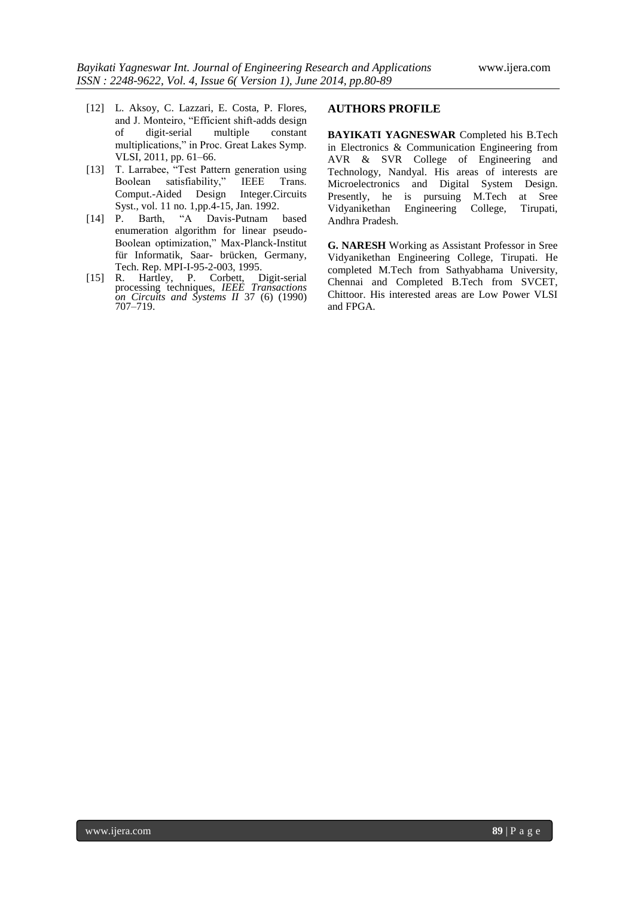[12] L. Aksoy, C. Lazzari, E. Costa, P. Flores, and J. Monteiro, "Efficient shift-adds design of digit-serial multiple constant multiplications," in Proc. Great Lakes Symp. VLSI, 2011, pp. 61–66.

[13] T. Larrabee, "Test Pattern generation using Boolean satisfiability," IEEE Trans. Comput.-Aided Design Integer.Circuits Syst., vol. 11 no. 1,pp.4-15, Jan. 1992.

[14] P. Barth, "A Davis-Putnam based enumeration algorithm for linear pseudo-Boolean optimization," Max-Planck-Institut für Informatik, Saar- brücken, Germany, Tech. Rep. MPI-I-95-2-003, 1995.

[15] R. Hartley, P. Corbett, Digit-serial processing techniques, *IEEE Transactions on Circuits and Systems II* 37 (6) (1990) 707–719.

## AUTHORS PROFILE

**BAYIKATI YAGNESWAR** Completed his B.Tech in Electronics & Communication Engineering from AVR & SVR College of Engineering and Technology, Nandyal. His areas of interests are Microelectronics and Digital System Design. Presently, he is pursuing M.Tech at Sree Vidyanikethan Engineering College, Tirupati, Andhra Pradesh.

**G. NARESH** Working as Assistant Professor in Sree Vidyanikethan Engineering College, Tirupati. He completed M.Tech from Sathyabhama University, Chennai and Completed B.Tech from SVCET, Chittoor. His interested areas are Low Power VLSI and FPGA.